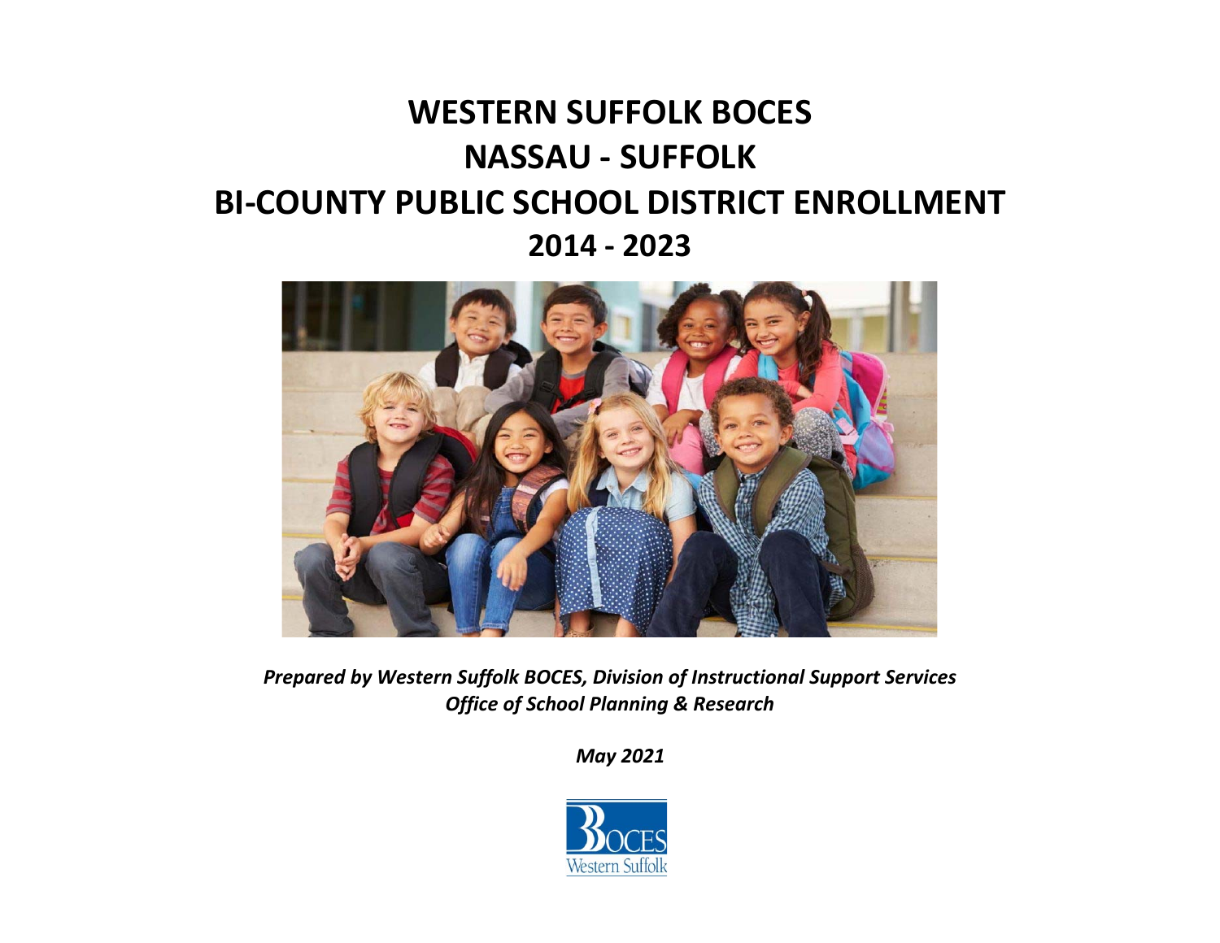# WESTERN SUFFOLK BOCES
# NASSAU - SUFFOLK
# BI-COUNTY PUBLIC SCHOOL DISTRICT ENROLLMENT
# 2014 - 2023

***Prepared by Western Suffolk BOCES, Division of Instructional Support Services***
***Office of School Planning & Research***

***May 2021***

BOCES
Western Suffolk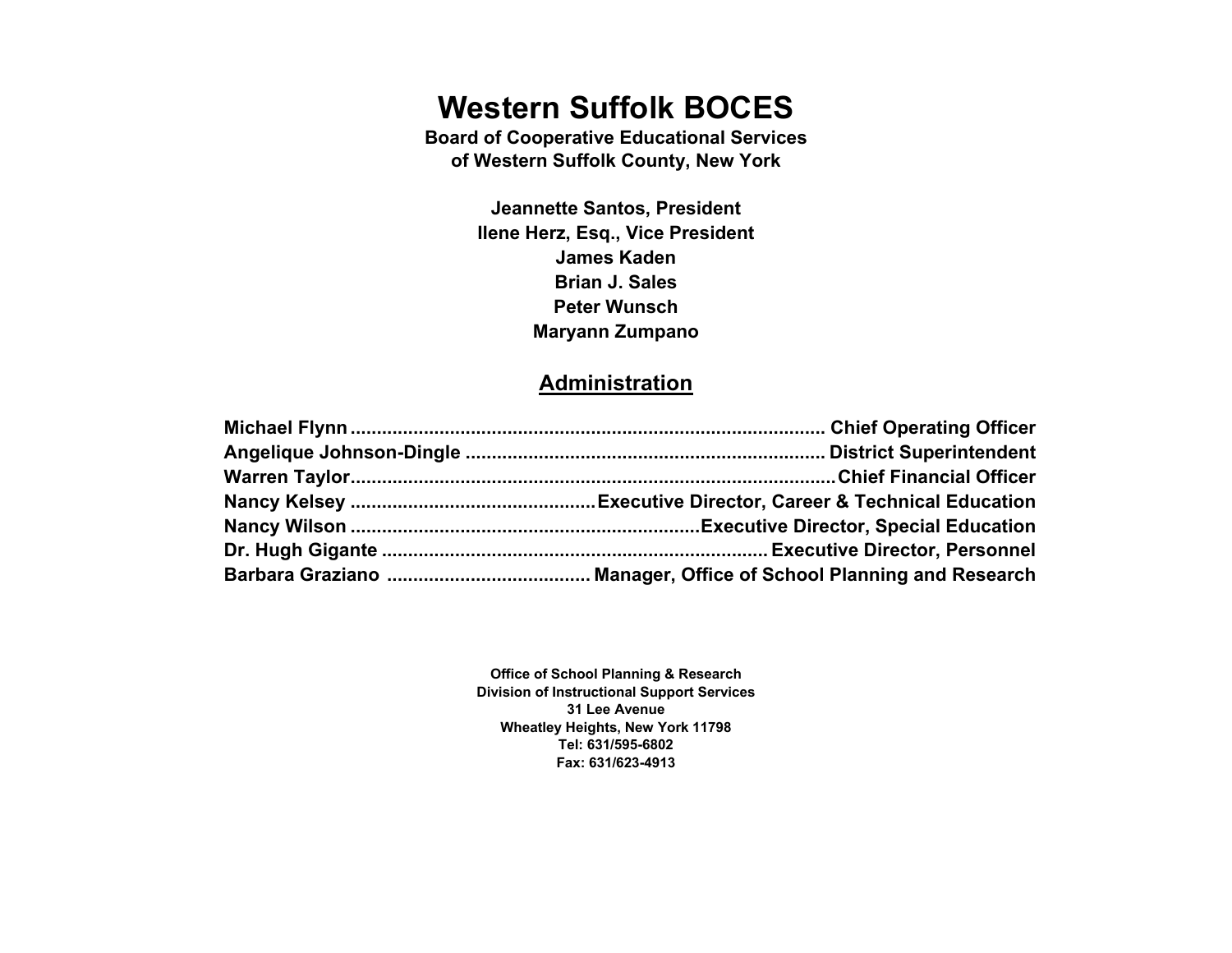# Western Suffolk BOCES

**Board of Cooperative Educational Services**
**of Western Suffolk County, New York**

**Jeannette Santos, President**
**Ilene Herz, Esq., Vice President**
**James Kaden**
**Brian J. Sales**
**Peter Wunsch**
**Maryann Zumpano**

## Administration

**Michael Flynn** ........................................ **Chief Operating Officer**
**Angelique Johnson-Dingle** ........................................ **District Superintendent**
**Warren Taylor** ........................................ **Chief Financial Officer**
**Nancy Kelsey** ........................................ **Executive Director, Career & Technical Education**
**Nancy Wilson** ........................................ **Executive Director, Special Education**
**Dr. Hugh Gigante** ........................................ **Executive Director, Personnel**
**Barbara Graziano** ........................................ **Manager, Office of School Planning and Research**

**Office of School Planning & Research**
**Division of Instructional Support Services**
**31 Lee Avenue**
**Wheatley Heights, New York 11798**
**Tel: 631/595-6802**
**Fax: 631/623-4913**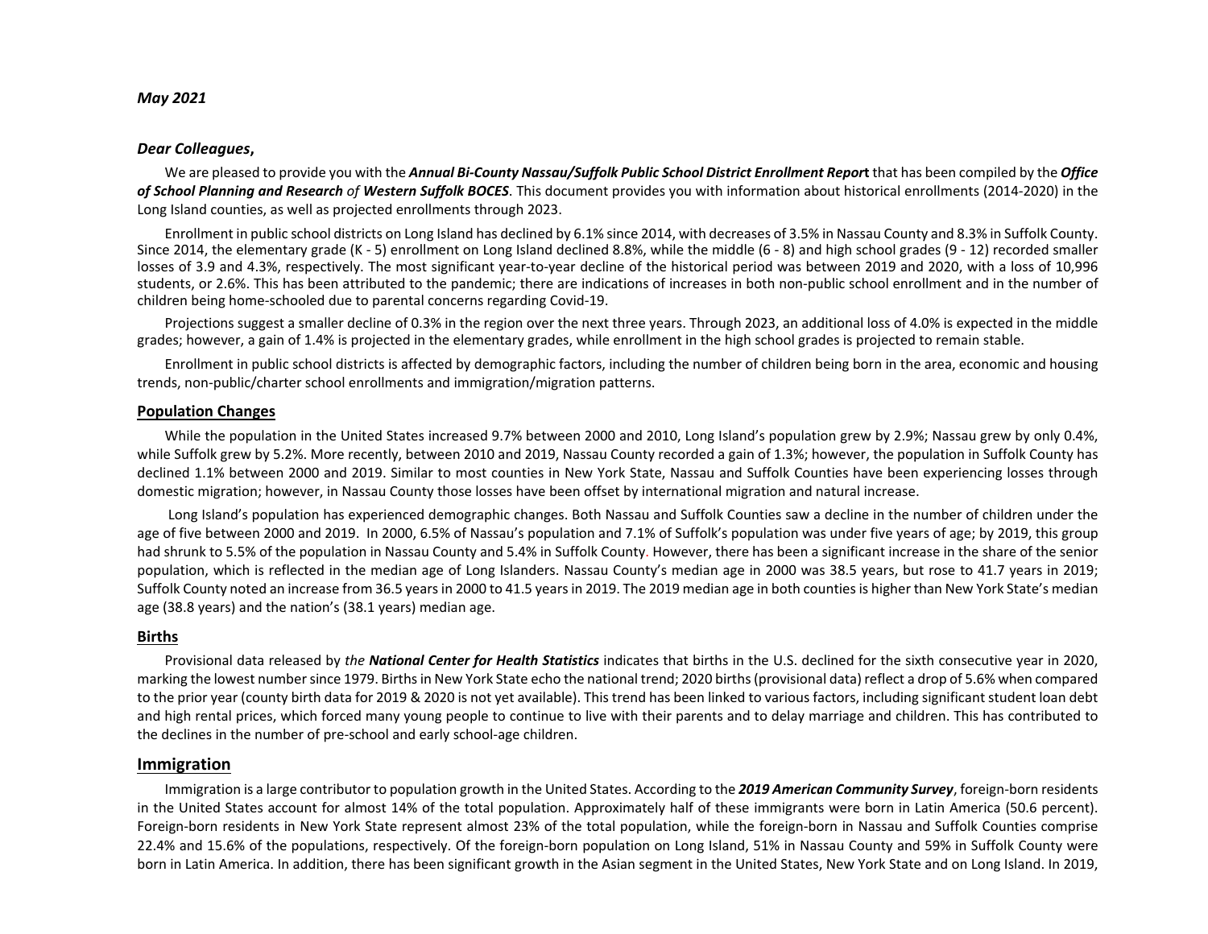*May 2021*

***Dear Colleagues*,**

We are pleased to provide you with the ***Annual Bi-County Nassau/Suffolk Public School District Enrollment Report*** that has been compiled by the ***Office of School Planning and Research*** *of* ***Western Suffolk BOCES***. This document provides you with information about historical enrollments (2014-2020) in the Long Island counties, as well as projected enrollments through 2023.

Enrollment in public school districts on Long Island has declined by 6.1% since 2014, with decreases of 3.5% in Nassau County and 8.3% in Suffolk County. Since 2014, the elementary grade (K - 5) enrollment on Long Island declined 8.8%, while the middle (6 - 8) and high school grades (9 - 12) recorded smaller losses of 3.9 and 4.3%, respectively. The most significant year-to-year decline of the historical period was between 2019 and 2020, with a loss of 10,996 students, or 2.6%. This has been attributed to the pandemic; there are indications of increases in both non-public school enrollment and in the number of children being home-schooled due to parental concerns regarding Covid-19.

Projections suggest a smaller decline of 0.3% in the region over the next three years. Through 2023, an additional loss of 4.0% is expected in the middle grades; however, a gain of 1.4% is projected in the elementary grades, while enrollment in the high school grades is projected to remain stable.

Enrollment in public school districts is affected by demographic factors, including the number of children being born in the area, economic and housing trends, non-public/charter school enrollments and immigration/migration patterns.

## Population Changes

While the population in the United States increased 9.7% between 2000 and 2010, Long Island's population grew by 2.9%; Nassau grew by only 0.4%, while Suffolk grew by 5.2%. More recently, between 2010 and 2019, Nassau County recorded a gain of 1.3%; however, the population in Suffolk County has declined 1.1% between 2000 and 2019. Similar to most counties in New York State, Nassau and Suffolk Counties have been experiencing losses through domestic migration; however, in Nassau County those losses have been offset by international migration and natural increase.

Long Island's population has experienced demographic changes. Both Nassau and Suffolk Counties saw a decline in the number of children under the age of five between 2000 and 2019. In 2000, 6.5% of Nassau's population and 7.1% of Suffolk's population was under five years of age; by 2019, this group had shrunk to 5.5% of the population in Nassau County and 5.4% in Suffolk County. However, there has been a significant increase in the share of the senior population, which is reflected in the median age of Long Islanders. Nassau County's median age in 2000 was 38.5 years, but rose to 41.7 years in 2019; Suffolk County noted an increase from 36.5 years in 2000 to 41.5 years in 2019. The 2019 median age in both counties is higher than New York State's median age (38.8 years) and the nation's (38.1 years) median age.

## Births

Provisional data released by *the* ***National Center for Health Statistics*** indicates that births in the U.S. declined for the sixth consecutive year in 2020, marking the lowest number since 1979. Births in New York State echo the national trend; 2020 births (provisional data) reflect a drop of 5.6% when compared to the prior year (county birth data for 2019 & 2020 is not yet available). This trend has been linked to various factors, including significant student loan debt and high rental prices, which forced many young people to continue to live with their parents and to delay marriage and children. This has contributed to the declines in the number of pre-school and early school-age children.

## Immigration

Immigration is a large contributor to population growth in the United States. According to the ***2019 American Community Survey***, foreign-born residents in the United States account for almost 14% of the total population. Approximately half of these immigrants were born in Latin America (50.6 percent). Foreign-born residents in New York State represent almost 23% of the total population, while the foreign-born in Nassau and Suffolk Counties comprise 22.4% and 15.6% of the populations, respectively. Of the foreign-born population on Long Island, 51% in Nassau County and 59% in Suffolk County were born in Latin America. In addition, there has been significant growth in the Asian segment in the United States, New York State and on Long Island. In 2019,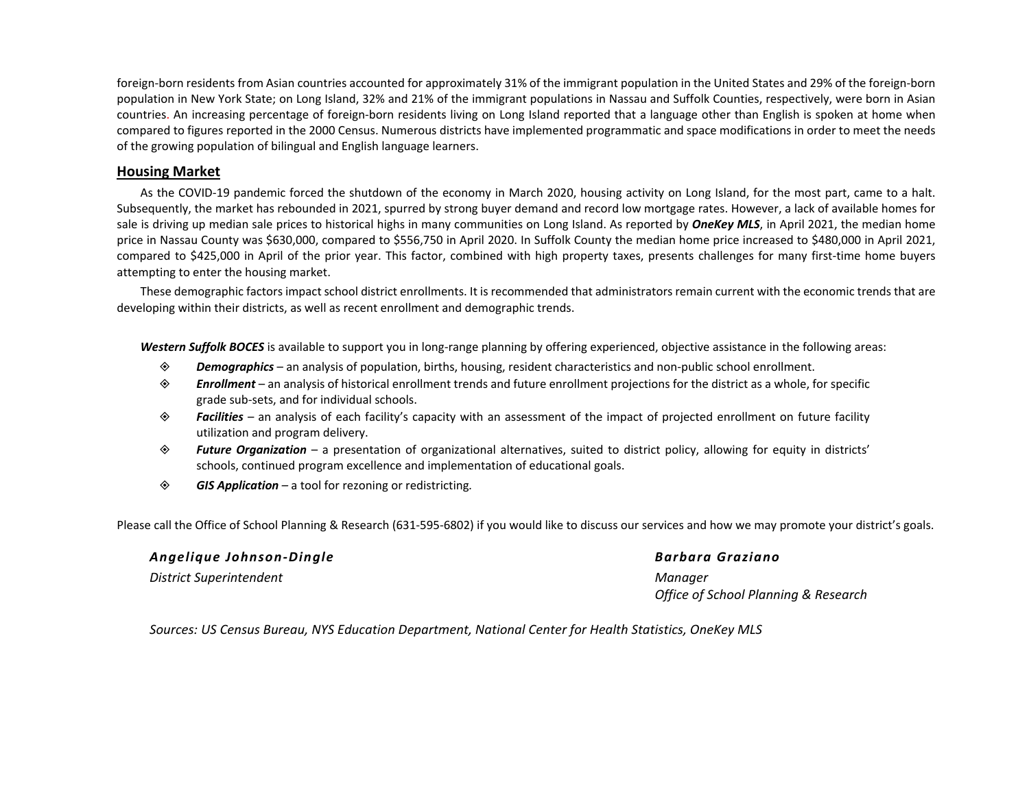foreign-born residents from Asian countries accounted for approximately 31% of the immigrant population in the United States and 29% of the foreign-born population in New York State; on Long Island, 32% and 21% of the immigrant populations in Nassau and Suffolk Counties, respectively, were born in Asian countries. An increasing percentage of foreign-born residents living on Long Island reported that a language other than English is spoken at home when compared to figures reported in the 2000 Census. Numerous districts have implemented programmatic and space modifications in order to meet the needs of the growing population of bilingual and English language learners.

## Housing Market

As the COVID-19 pandemic forced the shutdown of the economy in March 2020, housing activity on Long Island, for the most part, came to a halt. Subsequently, the market has rebounded in 2021, spurred by strong buyer demand and record low mortgage rates. However, a lack of available homes for sale is driving up median sale prices to historical highs in many communities on Long Island. As reported by ***OneKey MLS***, in April 2021, the median home price in Nassau County was $630,000, compared to $556,750 in April 2020. In Suffolk County the median home price increased to $480,000 in April 2021, compared to $425,000 in April of the prior year. This factor, combined with high property taxes, presents challenges for many first-time home buyers attempting to enter the housing market.

These demographic factors impact school district enrollments. It is recommended that administrators remain current with the economic trends that are developing within their districts, as well as recent enrollment and demographic trends.

***Western Suffolk BOCES*** is available to support you in long-range planning by offering experienced, objective assistance in the following areas:

- ***Demographics*** – an analysis of population, births, housing, resident characteristics and non-public school enrollment.
- ***Enrollment*** – an analysis of historical enrollment trends and future enrollment projections for the district as a whole, for specific grade sub-sets, and for individual schools.
- ***Facilities*** – an analysis of each facility's capacity with an assessment of the impact of projected enrollment on future facility utilization and program delivery.
- ***Future Organization*** – a presentation of organizational alternatives, suited to district policy, allowing for equity in districts' schools, continued program excellence and implementation of educational goals.
- ***GIS Application*** – a tool for rezoning or redistricting.

Please call the Office of School Planning & Research (631-595-6802) if you would like to discuss our services and how we may promote your district's goals.

***Angelique Johnson-Dingle***
*District Superintendent*

***Barbara Graziano***
*Manager*
*Office of School Planning & Research*

*Sources: US Census Bureau, NYS Education Department, National Center for Health Statistics, OneKey MLS*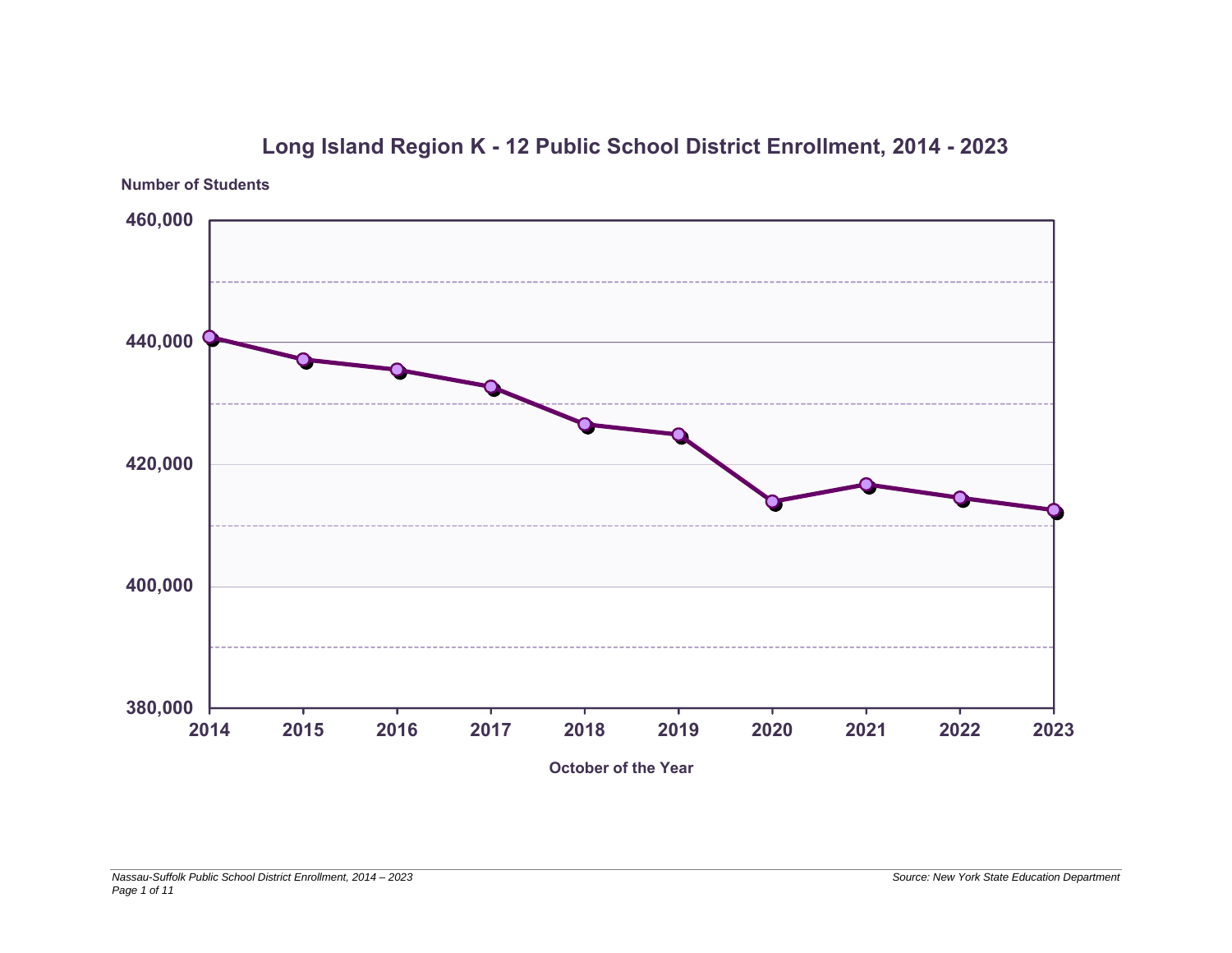## Long Island Region K - 12 Public School District Enrollment, 2014 - 2023

Number of Students

460,000

440,000

420,000

400,000

380,000

2014 2015 2016 2017 2018 2019 2020 2021 2022 2023

October of the Year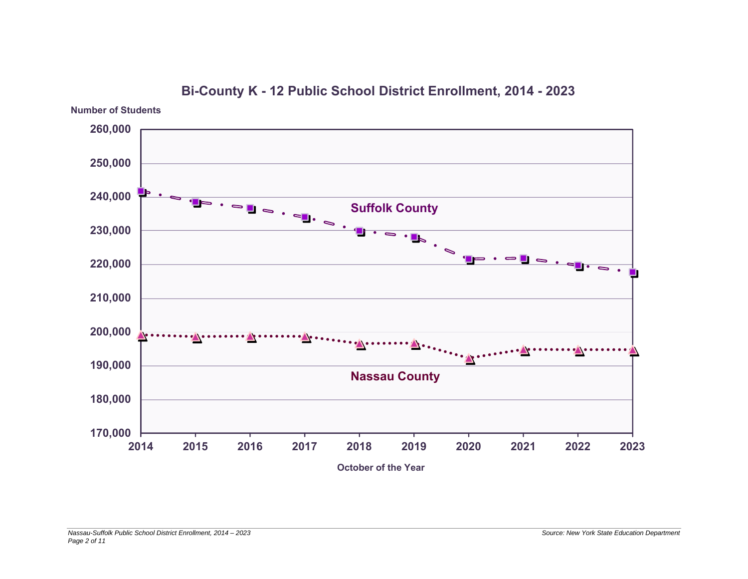## Bi-County K - 12 Public School District Enrollment, 2014 - 2023

Number of Students

260,000
250,000
240,000
230,000
220,000
210,000
200,000
190,000
180,000
170,000

Suffolk County

Nassau County

2014 2015 2016 2017 2018 2019 2020 2021 2022 2023

October of the Year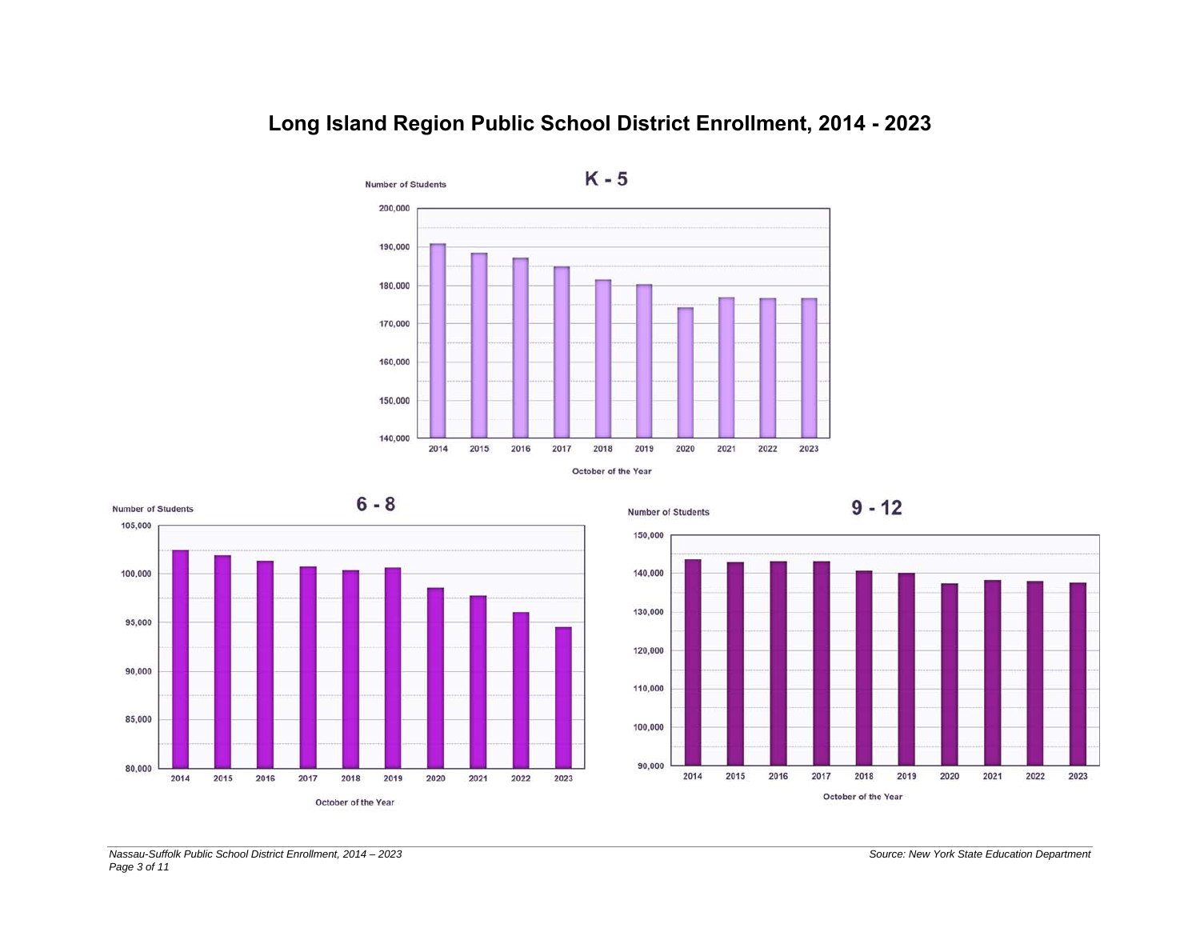# Long Island Region Public School District Enrollment, 2014 - 2023

## K - 5

Number of Students

200,000
190,000
180,000
170,000
160,000
150,000
140,000

2014 2015 2016 2017 2018 2019 2020 2021 2022 2023

October of the Year

## 6 - 8

Number of Students

105,000
100,000
95,000
90,000
85,000
80,000

2014 2015 2016 2017 2018 2019 2020 2021 2022 2023

October of the Year

## 9 - 12

Number of Students

150,000
140,000
130,000
120,000
110,000
100,000
90,000

2014 2015 2016 2017 2018 2019 2020 2021 2022 2023

October of the Year

Source: New York State Education Department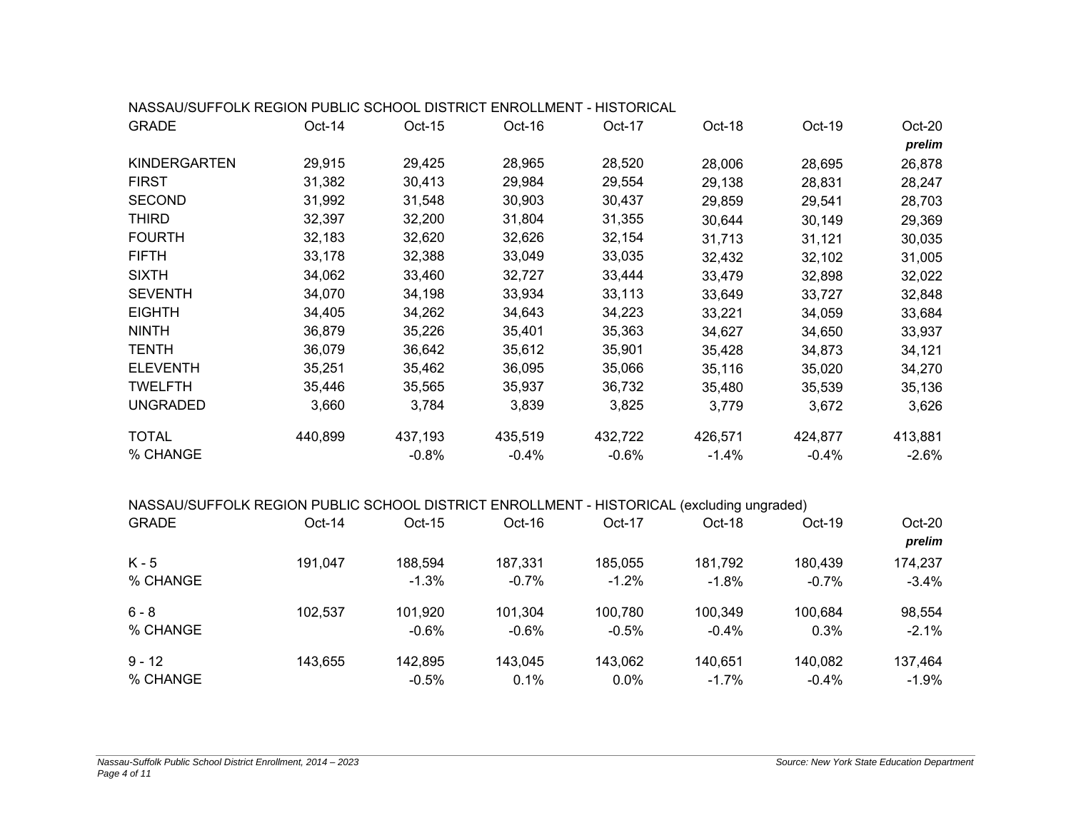NASSAU/SUFFOLK REGION PUBLIC SCHOOL DISTRICT ENROLLMENT - HISTORICAL

| GRADE | Oct-14 | Oct-15 | Oct-16 | Oct-17 | Oct-18 | Oct-19 | Oct-20 *prelim* |
|---|---|---|---|---|---|---|---|
| KINDERGARTEN | 29,915 | 29,425 | 28,965 | 28,520 | 28,006 | 28,695 | 26,878 |
| FIRST | 31,382 | 30,413 | 29,984 | 29,554 | 29,138 | 28,831 | 28,247 |
| SECOND | 31,992 | 31,548 | 30,903 | 30,437 | 29,859 | 29,541 | 28,703 |
| THIRD | 32,397 | 32,200 | 31,804 | 31,355 | 30,644 | 30,149 | 29,369 |
| FOURTH | 32,183 | 32,620 | 32,626 | 32,154 | 31,713 | 31,121 | 30,035 |
| FIFTH | 33,178 | 32,388 | 33,049 | 33,035 | 32,432 | 32,102 | 31,005 |
| SIXTH | 34,062 | 33,460 | 32,727 | 33,444 | 33,479 | 32,898 | 32,022 |
| SEVENTH | 34,070 | 34,198 | 33,934 | 33,113 | 33,649 | 33,727 | 32,848 |
| EIGHTH | 34,405 | 34,262 | 34,643 | 34,223 | 33,221 | 34,059 | 33,684 |
| NINTH | 36,879 | 35,226 | 35,401 | 35,363 | 34,627 | 34,650 | 33,937 |
| TENTH | 36,079 | 36,642 | 35,612 | 35,901 | 35,428 | 34,873 | 34,121 |
| ELEVENTH | 35,251 | 35,462 | 36,095 | 35,066 | 35,116 | 35,020 | 34,270 |
| TWELFTH | 35,446 | 35,565 | 35,937 | 36,732 | 35,480 | 35,539 | 35,136 |
| UNGRADED | 3,660 | 3,784 | 3,839 | 3,825 | 3,779 | 3,672 | 3,626 |
| TOTAL | 440,899 | 437,193 | 435,519 | 432,722 | 426,571 | 424,877 | 413,881 |
| % CHANGE | | -0.8% | -0.4% | -0.6% | -1.4% | -0.4% | -2.6% |

NASSAU/SUFFOLK REGION PUBLIC SCHOOL DISTRICT ENROLLMENT - HISTORICAL (excluding ungraded)

| GRADE | Oct-14 | Oct-15 | Oct-16 | Oct-17 | Oct-18 | Oct-19 | Oct-20 *prelim* |
|---|---|---|---|---|---|---|---|
| K - 5 | 191,047 | 188,594 | 187,331 | 185,055 | 181,792 | 180,439 | 174,237 |
| % CHANGE | | -1.3% | -0.7% | -1.2% | -1.8% | -0.7% | -3.4% |
| 6 - 8 | 102,537 | 101,920 | 101,304 | 100,780 | 100,349 | 100,684 | 98,554 |
| % CHANGE | | -0.6% | -0.6% | -0.5% | -0.4% | 0.3% | -2.1% |
| 9 - 12 | 143,655 | 142,895 | 143,045 | 143,062 | 140,651 | 140,082 | 137,464 |
| % CHANGE | | -0.5% | 0.1% | 0.0% | -1.7% | -0.4% | -1.9% |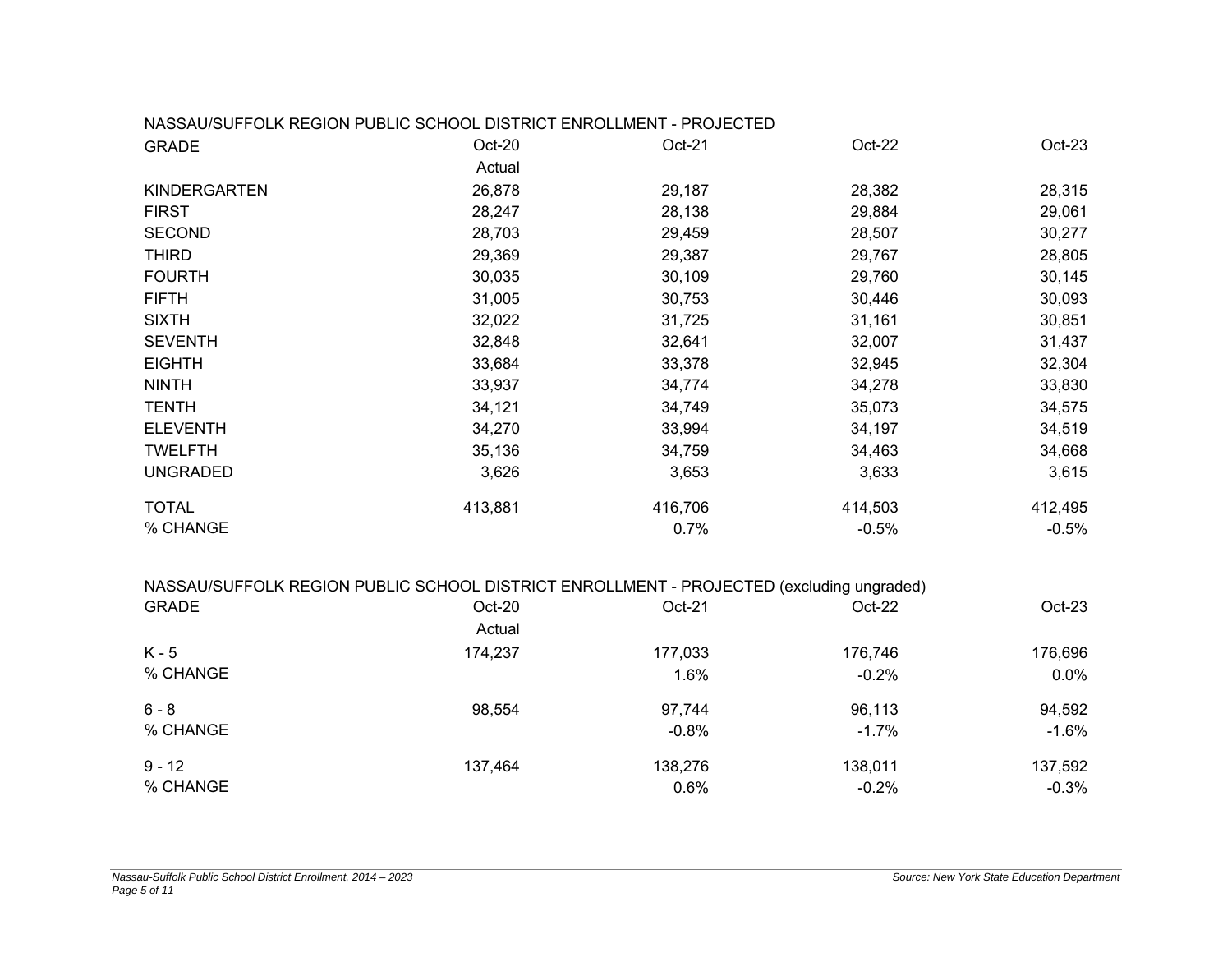NASSAU/SUFFOLK REGION PUBLIC SCHOOL DISTRICT ENROLLMENT - PROJECTED

| GRADE | Oct-20 Actual | Oct-21 | Oct-22 | Oct-23 |
|---|---|---|---|---|
| KINDERGARTEN | 26,878 | 29,187 | 28,382 | 28,315 |
| FIRST | 28,247 | 28,138 | 29,884 | 29,061 |
| SECOND | 28,703 | 29,459 | 28,507 | 30,277 |
| THIRD | 29,369 | 29,387 | 29,767 | 28,805 |
| FOURTH | 30,035 | 30,109 | 29,760 | 30,145 |
| FIFTH | 31,005 | 30,753 | 30,446 | 30,093 |
| SIXTH | 32,022 | 31,725 | 31,161 | 30,851 |
| SEVENTH | 32,848 | 32,641 | 32,007 | 31,437 |
| EIGHTH | 33,684 | 33,378 | 32,945 | 32,304 |
| NINTH | 33,937 | 34,774 | 34,278 | 33,830 |
| TENTH | 34,121 | 34,749 | 35,073 | 34,575 |
| ELEVENTH | 34,270 | 33,994 | 34,197 | 34,519 |
| TWELFTH | 35,136 | 34,759 | 34,463 | 34,668 |
| UNGRADED | 3,626 | 3,653 | 3,633 | 3,615 |
| TOTAL | 413,881 | 416,706 | 414,503 | 412,495 |
| % CHANGE | | 0.7% | -0.5% | -0.5% |

NASSAU/SUFFOLK REGION PUBLIC SCHOOL DISTRICT ENROLLMENT - PROJECTED (excluding ungraded)

| GRADE | Oct-20 Actual | Oct-21 | Oct-22 | Oct-23 |
|---|---|---|---|---|
| K - 5 | 174,237 | 177,033 | 176,746 | 176,696 |
| % CHANGE | | 1.6% | -0.2% | 0.0% |
| 6 - 8 | 98,554 | 97,744 | 96,113 | 94,592 |
| % CHANGE | | -0.8% | -1.7% | -1.6% |
| 9 - 12 | 137,464 | 138,276 | 138,011 | 137,592 |
| % CHANGE | | 0.6% | -0.2% | -0.3% |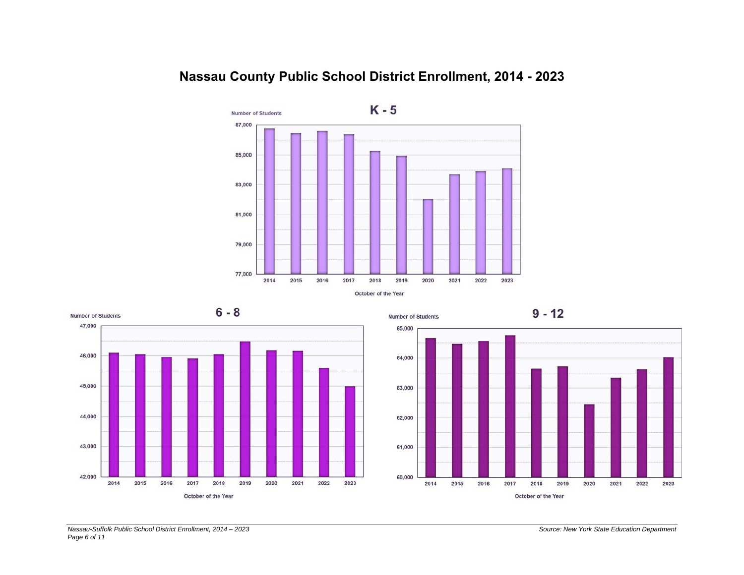# Nassau County Public School District Enrollment, 2014 - 2023

## K - 5

Number of Students

87,000
85,000
83,000
81,000
79,000
77,000

2014 2015 2016 2017 2018 2019 2020 2021 2022 2023

October of the Year

## 6 - 8

Number of Students

47,000
46,000
45,000
44,000
43,000
42,000

2014 2015 2016 2017 2018 2019 2020 2021 2022 2023

October of the Year

## 9 - 12

Number of Students

65,000
64,000
63,000
62,000
61,000
60,000

2014 2015 2016 2017 2018 2019 2020 2021 2022 2023

October of the Year

*Source: New York State Education Department*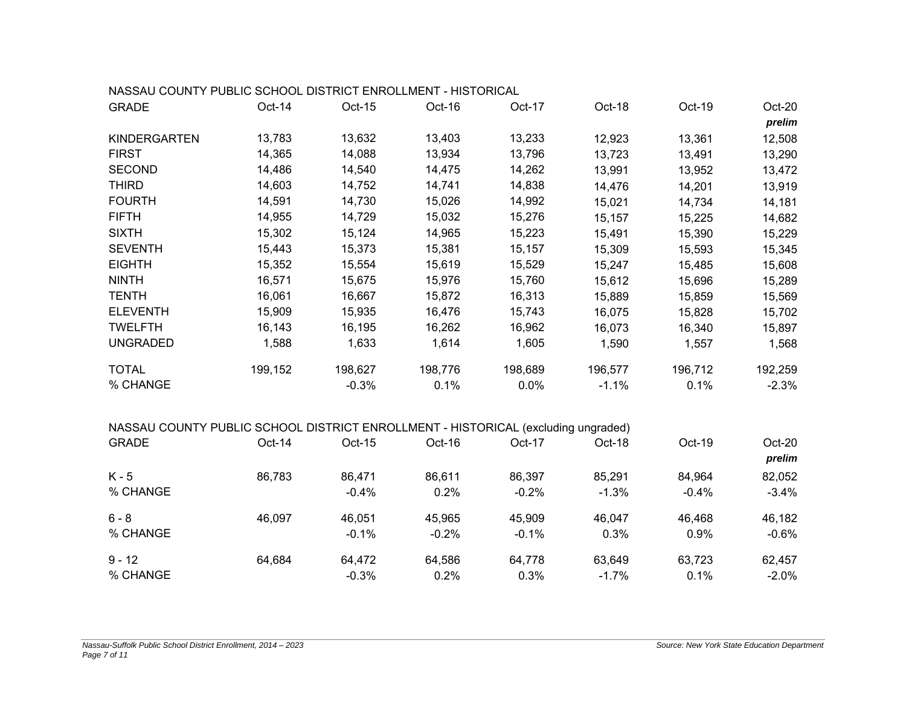NASSAU COUNTY PUBLIC SCHOOL DISTRICT ENROLLMENT - HISTORICAL

| GRADE | Oct-14 | Oct-15 | Oct-16 | Oct-17 | Oct-18 | Oct-19 | Oct-20 *prelim* |
|---|---|---|---|---|---|---|---|
| KINDERGARTEN | 13,783 | 13,632 | 13,403 | 13,233 | 12,923 | 13,361 | 12,508 |
| FIRST | 14,365 | 14,088 | 13,934 | 13,796 | 13,723 | 13,491 | 13,290 |
| SECOND | 14,486 | 14,540 | 14,475 | 14,262 | 13,991 | 13,952 | 13,472 |
| THIRD | 14,603 | 14,752 | 14,741 | 14,838 | 14,476 | 14,201 | 13,919 |
| FOURTH | 14,591 | 14,730 | 15,026 | 14,992 | 15,021 | 14,734 | 14,181 |
| FIFTH | 14,955 | 14,729 | 15,032 | 15,276 | 15,157 | 15,225 | 14,682 |
| SIXTH | 15,302 | 15,124 | 14,965 | 15,223 | 15,491 | 15,390 | 15,229 |
| SEVENTH | 15,443 | 15,373 | 15,381 | 15,157 | 15,309 | 15,593 | 15,345 |
| EIGHTH | 15,352 | 15,554 | 15,619 | 15,529 | 15,247 | 15,485 | 15,608 |
| NINTH | 16,571 | 15,675 | 15,976 | 15,760 | 15,612 | 15,696 | 15,289 |
| TENTH | 16,061 | 16,667 | 15,872 | 16,313 | 15,889 | 15,859 | 15,569 |
| ELEVENTH | 15,909 | 15,935 | 16,476 | 15,743 | 16,075 | 15,828 | 15,702 |
| TWELFTH | 16,143 | 16,195 | 16,262 | 16,962 | 16,073 | 16,340 | 15,897 |
| UNGRADED | 1,588 | 1,633 | 1,614 | 1,605 | 1,590 | 1,557 | 1,568 |
| TOTAL | 199,152 | 198,627 | 198,776 | 198,689 | 196,577 | 196,712 | 192,259 |
| % CHANGE | | -0.3% | 0.1% | 0.0% | -1.1% | 0.1% | -2.3% |

NASSAU COUNTY PUBLIC SCHOOL DISTRICT ENROLLMENT - HISTORICAL (excluding ungraded)

| GRADE | Oct-14 | Oct-15 | Oct-16 | Oct-17 | Oct-18 | Oct-19 | Oct-20 *prelim* |
|---|---|---|---|---|---|---|---|
| K - 5 | 86,783 | 86,471 | 86,611 | 86,397 | 85,291 | 84,964 | 82,052 |
| % CHANGE | | -0.4% | 0.2% | -0.2% | -1.3% | -0.4% | -3.4% |
| 6 - 8 | 46,097 | 46,051 | 45,965 | 45,909 | 46,047 | 46,468 | 46,182 |
| % CHANGE | | -0.1% | -0.2% | -0.1% | 0.3% | 0.9% | -0.6% |
| 9 - 12 | 64,684 | 64,472 | 64,586 | 64,778 | 63,649 | 63,723 | 62,457 |
| % CHANGE | | -0.3% | 0.2% | 0.3% | -1.7% | 0.1% | -2.0% |

*Source: New York State Education Department*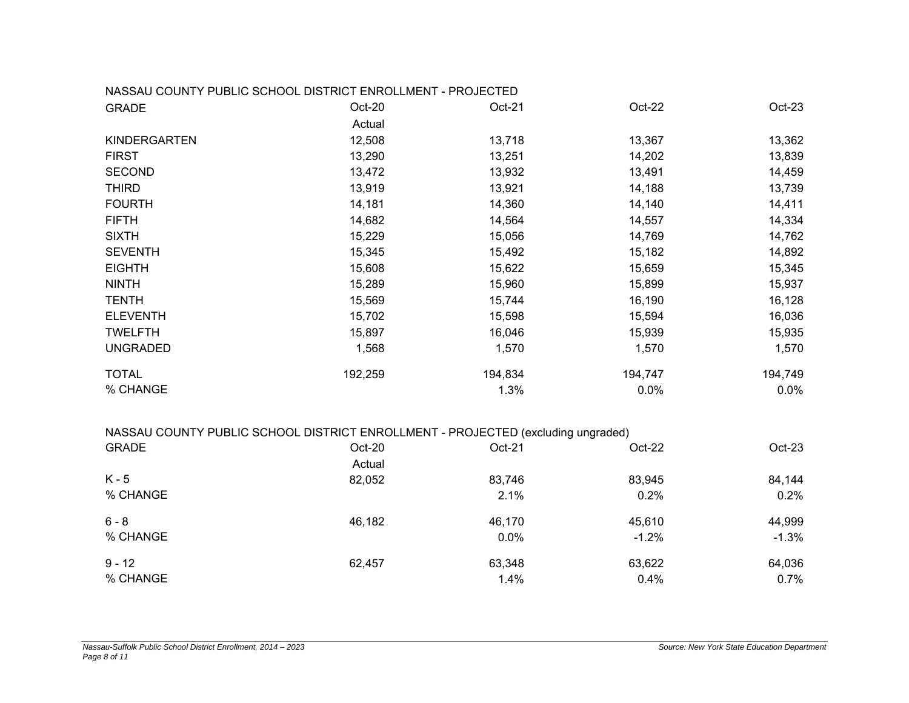NASSAU COUNTY PUBLIC SCHOOL DISTRICT ENROLLMENT - PROJECTED

| GRADE | Oct-20 Actual | Oct-21 | Oct-22 | Oct-23 |
|---|---|---|---|---|
| KINDERGARTEN | 12,508 | 13,718 | 13,367 | 13,362 |
| FIRST | 13,290 | 13,251 | 14,202 | 13,839 |
| SECOND | 13,472 | 13,932 | 13,491 | 14,459 |
| THIRD | 13,919 | 13,921 | 14,188 | 13,739 |
| FOURTH | 14,181 | 14,360 | 14,140 | 14,411 |
| FIFTH | 14,682 | 14,564 | 14,557 | 14,334 |
| SIXTH | 15,229 | 15,056 | 14,769 | 14,762 |
| SEVENTH | 15,345 | 15,492 | 15,182 | 14,892 |
| EIGHTH | 15,608 | 15,622 | 15,659 | 15,345 |
| NINTH | 15,289 | 15,960 | 15,899 | 15,937 |
| TENTH | 15,569 | 15,744 | 16,190 | 16,128 |
| ELEVENTH | 15,702 | 15,598 | 15,594 | 16,036 |
| TWELFTH | 15,897 | 16,046 | 15,939 | 15,935 |
| UNGRADED | 1,568 | 1,570 | 1,570 | 1,570 |
| TOTAL | 192,259 | 194,834 | 194,747 | 194,749 |
| % CHANGE | | 1.3% | 0.0% | 0.0% |

NASSAU COUNTY PUBLIC SCHOOL DISTRICT ENROLLMENT - PROJECTED (excluding ungraded)

| GRADE | Oct-20 Actual | Oct-21 | Oct-22 | Oct-23 |
|---|---|---|---|---|
| K - 5 | 82,052 | 83,746 | 83,945 | 84,144 |
| % CHANGE | | 2.1% | 0.2% | 0.2% |
| 6 - 8 | 46,182 | 46,170 | 45,610 | 44,999 |
| % CHANGE | | 0.0% | -1.2% | -1.3% |
| 9 - 12 | 62,457 | 63,348 | 63,622 | 64,036 |
| % CHANGE | | 1.4% | 0.4% | 0.7% |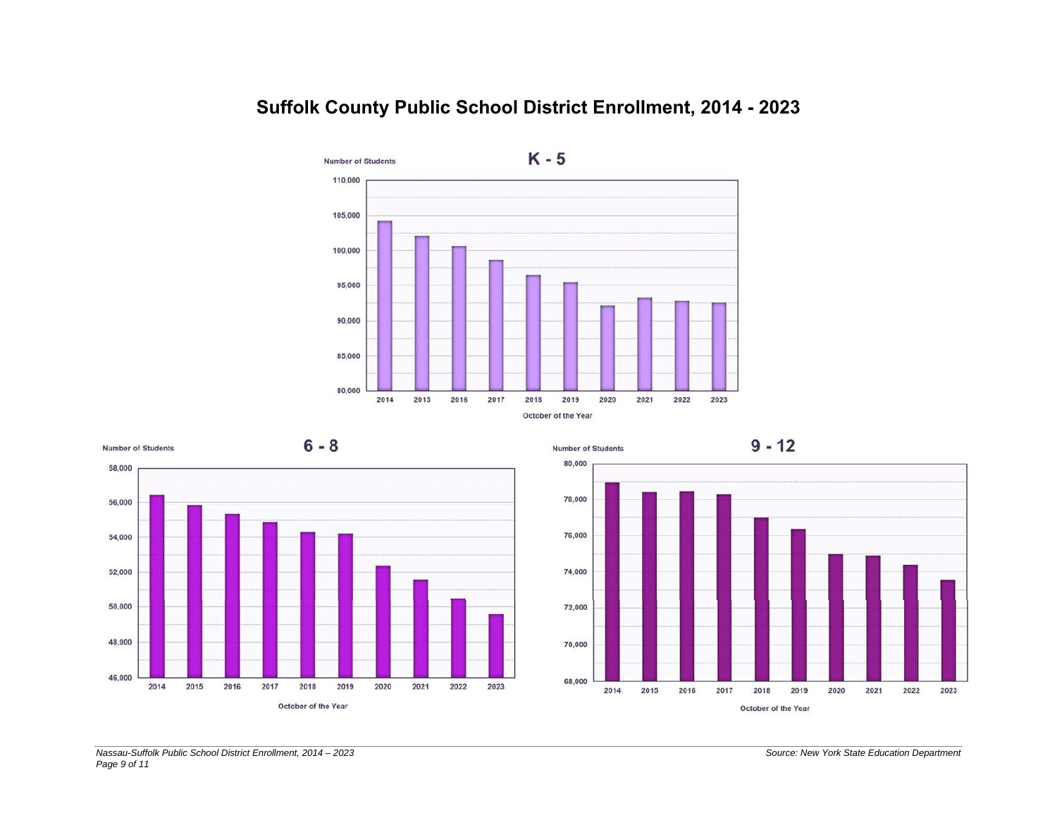# Suffolk County Public School District Enrollment, 2014 - 2023

## K - 5

Number of Students

110,000
105,000
100,000
95,000
90,000
85,000
80,000

2014 2015 2016 2017 2018 2019 2020 2021 2022 2023

October of the Year

## 6 - 8

Number of Students

58,000
56,000
54,000
52,000
50,000
48,000
46,000

2014 2015 2016 2017 2018 2019 2020 2021 2022 2023

October of the Year

## 9 - 12

Number of Students

80,000
78,000
76,000
74,000
72,000
70,000
68,000

2014 2015 2016 2017 2018 2019 2020 2021 2022 2023

October of the Year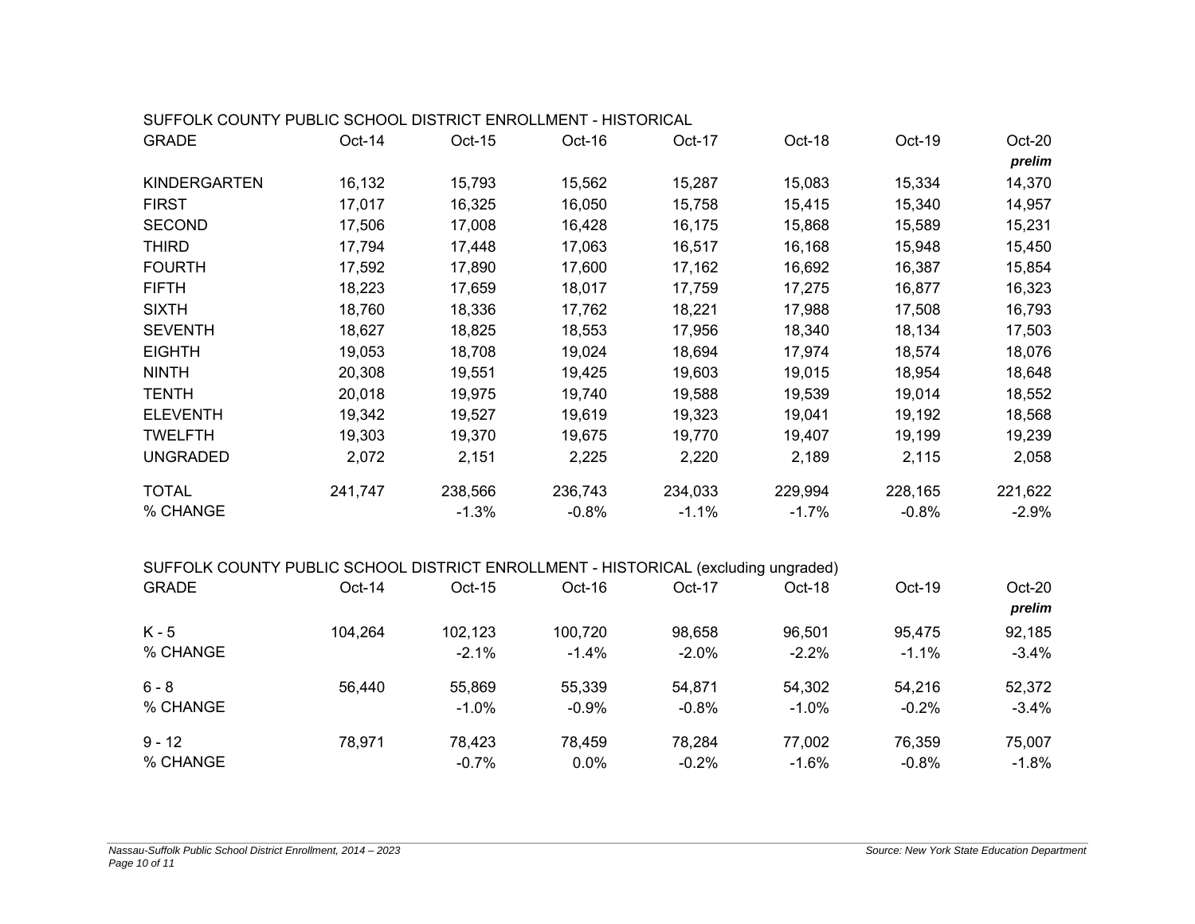SUFFOLK COUNTY PUBLIC SCHOOL DISTRICT ENROLLMENT - HISTORICAL

| GRADE | Oct-14 | Oct-15 | Oct-16 | Oct-17 | Oct-18 | Oct-19 | Oct-20 *prelim* |
|---|---|---|---|---|---|---|---|
| KINDERGARTEN | 16,132 | 15,793 | 15,562 | 15,287 | 15,083 | 15,334 | 14,370 |
| FIRST | 17,017 | 16,325 | 16,050 | 15,758 | 15,415 | 15,340 | 14,957 |
| SECOND | 17,506 | 17,008 | 16,428 | 16,175 | 15,868 | 15,589 | 15,231 |
| THIRD | 17,794 | 17,448 | 17,063 | 16,517 | 16,168 | 15,948 | 15,450 |
| FOURTH | 17,592 | 17,890 | 17,600 | 17,162 | 16,692 | 16,387 | 15,854 |
| FIFTH | 18,223 | 17,659 | 18,017 | 17,759 | 17,275 | 16,877 | 16,323 |
| SIXTH | 18,760 | 18,336 | 17,762 | 18,221 | 17,988 | 17,508 | 16,793 |
| SEVENTH | 18,627 | 18,825 | 18,553 | 17,956 | 18,340 | 18,134 | 17,503 |
| EIGHTH | 19,053 | 18,708 | 19,024 | 18,694 | 17,974 | 18,574 | 18,076 |
| NINTH | 20,308 | 19,551 | 19,425 | 19,603 | 19,015 | 18,954 | 18,648 |
| TENTH | 20,018 | 19,975 | 19,740 | 19,588 | 19,539 | 19,014 | 18,552 |
| ELEVENTH | 19,342 | 19,527 | 19,619 | 19,323 | 19,041 | 19,192 | 18,568 |
| TWELFTH | 19,303 | 19,370 | 19,675 | 19,770 | 19,407 | 19,199 | 19,239 |
| UNGRADED | 2,072 | 2,151 | 2,225 | 2,220 | 2,189 | 2,115 | 2,058 |
| TOTAL | 241,747 | 238,566 | 236,743 | 234,033 | 229,994 | 228,165 | 221,622 |
| % CHANGE | | -1.3% | -0.8% | -1.1% | -1.7% | -0.8% | -2.9% |

SUFFOLK COUNTY PUBLIC SCHOOL DISTRICT ENROLLMENT - HISTORICAL (excluding ungraded)

| GRADE | Oct-14 | Oct-15 | Oct-16 | Oct-17 | Oct-18 | Oct-19 | Oct-20 *prelim* |
|---|---|---|---|---|---|---|---|
| K - 5 | 104,264 | 102,123 | 100,720 | 98,658 | 96,501 | 95,475 | 92,185 |
| % CHANGE | | -2.1% | -1.4% | -2.0% | -2.2% | -1.1% | -3.4% |
| 6 - 8 | 56,440 | 55,869 | 55,339 | 54,871 | 54,302 | 54,216 | 52,372 |
| % CHANGE | | -1.0% | -0.9% | -0.8% | -1.0% | -0.2% | -3.4% |
| 9 - 12 | 78,971 | 78,423 | 78,459 | 78,284 | 77,002 | 76,359 | 75,007 |
| % CHANGE | | -0.7% | 0.0% | -0.2% | -1.6% | -0.8% | -1.8% |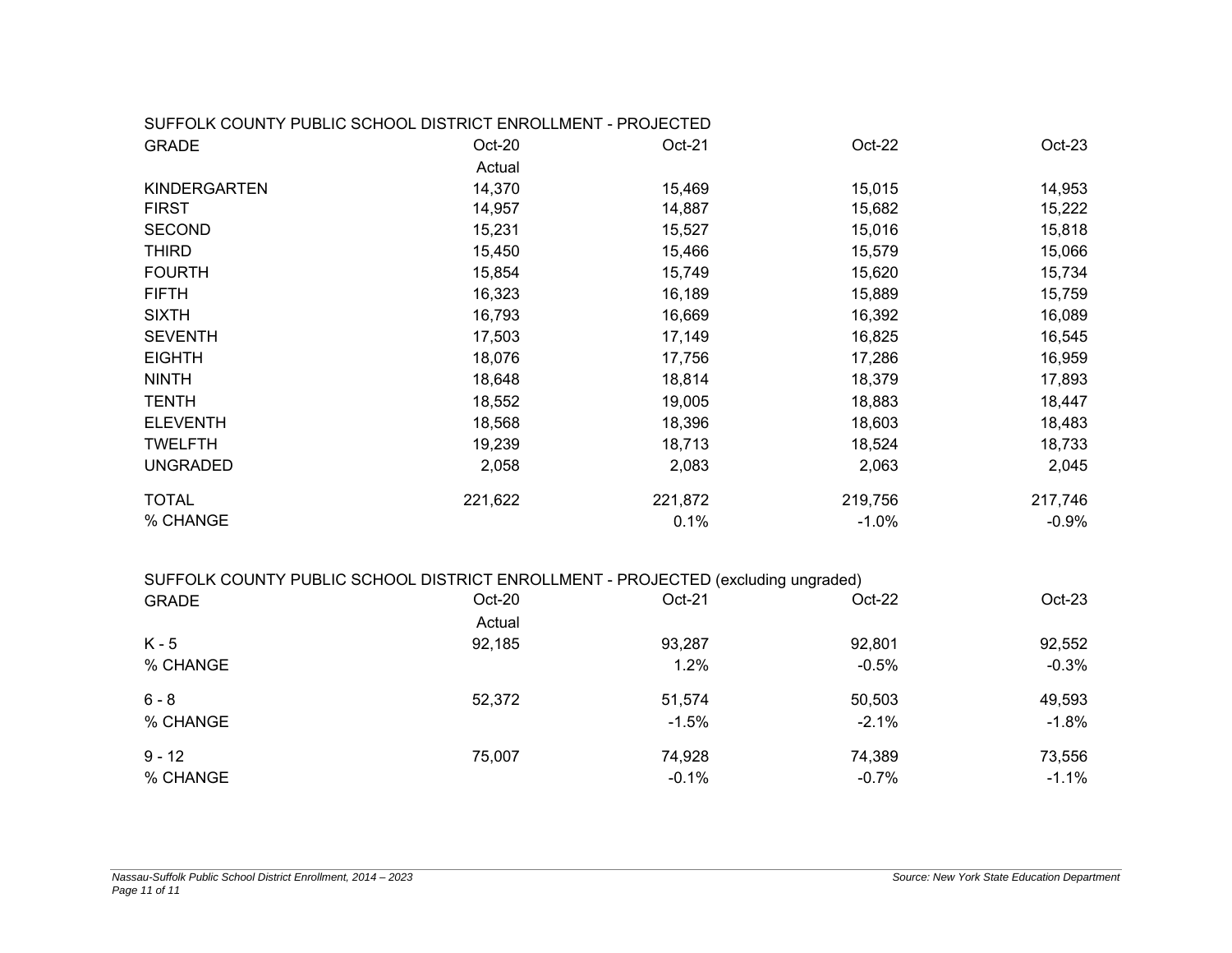SUFFOLK COUNTY PUBLIC SCHOOL DISTRICT ENROLLMENT - PROJECTED

| GRADE | Oct-20 Actual | Oct-21 | Oct-22 | Oct-23 |
|---|---|---|---|---|
| KINDERGARTEN | 14,370 | 15,469 | 15,015 | 14,953 |
| FIRST | 14,957 | 14,887 | 15,682 | 15,222 |
| SECOND | 15,231 | 15,527 | 15,016 | 15,818 |
| THIRD | 15,450 | 15,466 | 15,579 | 15,066 |
| FOURTH | 15,854 | 15,749 | 15,620 | 15,734 |
| FIFTH | 16,323 | 16,189 | 15,889 | 15,759 |
| SIXTH | 16,793 | 16,669 | 16,392 | 16,089 |
| SEVENTH | 17,503 | 17,149 | 16,825 | 16,545 |
| EIGHTH | 18,076 | 17,756 | 17,286 | 16,959 |
| NINTH | 18,648 | 18,814 | 18,379 | 17,893 |
| TENTH | 18,552 | 19,005 | 18,883 | 18,447 |
| ELEVENTH | 18,568 | 18,396 | 18,603 | 18,483 |
| TWELFTH | 19,239 | 18,713 | 18,524 | 18,733 |
| UNGRADED | 2,058 | 2,083 | 2,063 | 2,045 |
| TOTAL | 221,622 | 221,872 | 219,756 | 217,746 |
| % CHANGE | | 0.1% | -1.0% | -0.9% |

SUFFOLK COUNTY PUBLIC SCHOOL DISTRICT ENROLLMENT - PROJECTED (excluding ungraded)

| GRADE | Oct-20 Actual | Oct-21 | Oct-22 | Oct-23 |
|---|---|---|---|---|
| K - 5 | 92,185 | 93,287 | 92,801 | 92,552 |
| % CHANGE | | 1.2% | -0.5% | -0.3% |
| 6 - 8 | 52,372 | 51,574 | 50,503 | 49,593 |
| % CHANGE | | -1.5% | -2.1% | -1.8% |
| 9 - 12 | 75,007 | 74,928 | 74,389 | 73,556 |
| % CHANGE | | -0.1% | -0.7% | -1.1% |

*Source: New York State Education Department*